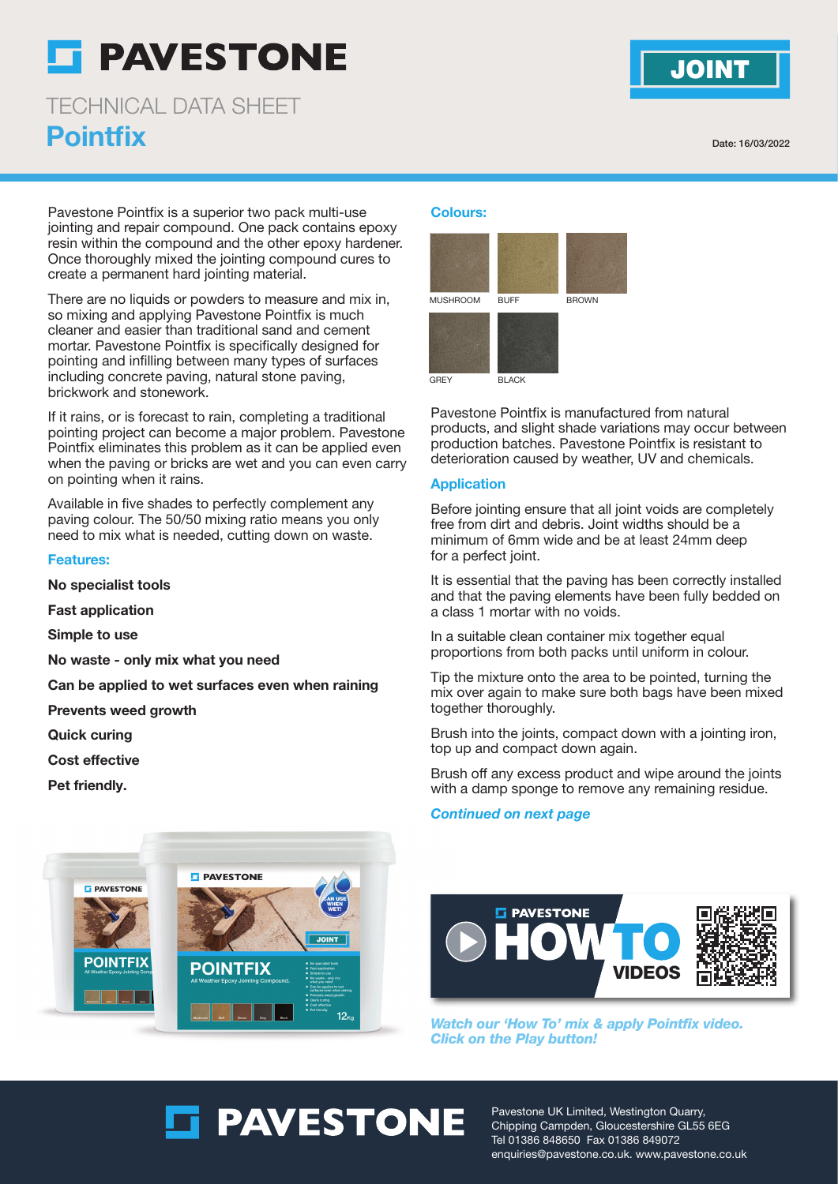# PAVESTONE

JOINT

## TECHNICAL DATA SHEET

# Pointfix

Date: 16/03/2022

Pavestone Pointfix is a superior two pack multi-use jointing and repair compound. One pack contains epoxy resin within the compound and the other epoxy hardener. Once thoroughly mixed the jointing compound cures to create a permanent hard jointing material.

There are no liquids or powders to measure and mix in, so mixing and applying Pavestone Pointfix is much cleaner and easier than traditional sand and cement mortar. Pavestone Pointfix is specifically designed for pointing and infilling between many types of surfaces including concrete paving, natural stone paving, brickwork and stonework.

If it rains, or is forecast to rain, completing a traditional pointing project can become a major problem. Pavestone Pointfix eliminates this problem as it can be applied even when the paving or bricks are wet and you can even carry on pointing when it rains.

Available in five shades to perfectly complement any paving colour. The 50/50 mixing ratio means you only need to mix what is needed, cutting down on waste.

### Features:

**No specialist tools**

**Fast application**

**Simple to use**

**No waste - only mix what you need**

**Can be applied to wet surfaces even when raining**

**Prevents weed growth**

**Quick curing**

**Cost effective**

**Pet friendly.**

### Colours:

MUSHROOM, BUFF, BROWN, GREY, BLACK

Pavestone Pointfix is manufactured from natural products, and slight shade variations may occur between production batches. Pavestone Pointfix is resistant to deterioration caused by weather, UV and chemicals.

### Application

Before jointing ensure that all joint voids are completely free from dirt and debris. Joint widths should be a minimum of 6mm wide and be at least 24mm deep for a perfect joint.

It is essential that the paving has been correctly installed and that the paving elements have been fully bedded on a class 1 mortar with no voids.

In a suitable clean container mix together equal proportions from both packs until uniform in colour.

Tip the mixture onto the area to be pointed, turning the mix over again to make sure both bags have been mixed together thoroughly.

Brush into the joints, compact down with a jointing iron, top up and compact down again.

Brush off any excess product and wipe around the joints with a damp sponge to remove any remaining residue.

***Continued on next page***

***Watch our 'How To' mix & apply Pointfix video. Click on the Play button!***

Pavestone UK Limited, Westington Quarry, Chipping Campden, Gloucestershire GL55 6EG
Tel 01386 848650 Fax 01386 849072
enquiries@pavestone.co.uk. www.pavestone.co.uk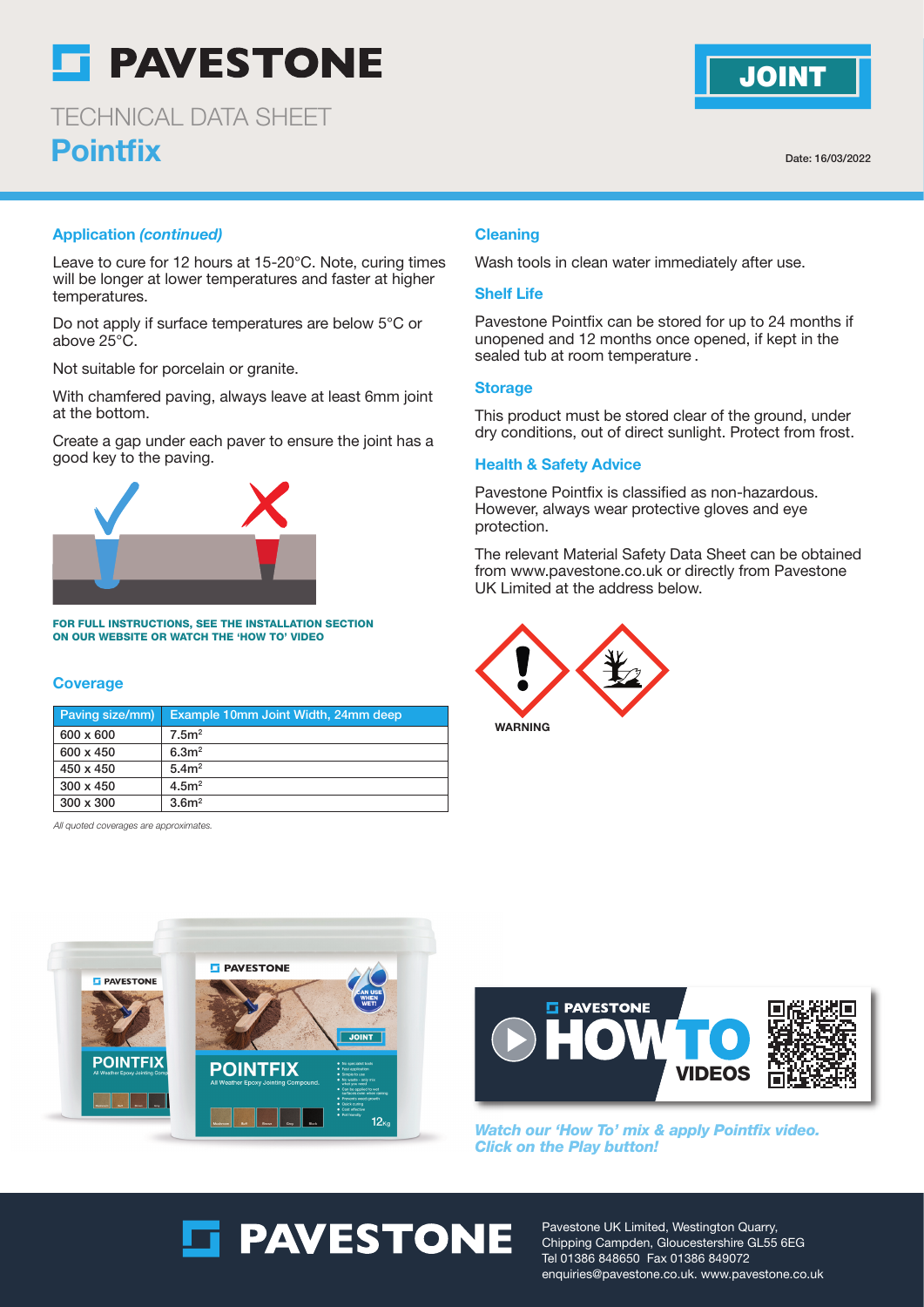# PAVESTONE

TECHNICAL DATA SHEET

**Pointfix**

JOINT

Date: 16/03/2022

### Application *(continued)*

Leave to cure for 12 hours at 15-20°C. Note, curing times will be longer at lower temperatures and faster at higher temperatures.

Do not apply if surface temperatures are below 5°C or above 25°C.

Not suitable for porcelain or granite.

With chamfered paving, always leave at least 6mm joint at the bottom.

Create a gap under each paver to ensure the joint has a good key to the paving.

**FOR FULL INSTRUCTIONS, SEE THE INSTALLATION SECTION ON OUR WEBSITE OR WATCH THE 'HOW TO' VIDEO**

### Coverage

| Paving size/mm) | Example 10mm Joint Width, 24mm deep |
|---|---|
| 600 x 600 | 7.5m² |
| 600 x 450 | 6.3m² |
| 450 x 450 | 5.4m² |
| 300 x 450 | 4.5m² |
| 300 x 300 | 3.6m² |

*All quoted coverages are approximates.*

### Cleaning

Wash tools in clean water immediately after use.

### Shelf Life

Pavestone Pointfix can be stored for up to 24 months if unopened and 12 months once opened, if kept in the sealed tub at room temperature .

### Storage

This product must be stored clear of the ground, under dry conditions, out of direct sunlight. Protect from frost.

### Health & Safety Advice

Pavestone Pointfix is classified as non-hazardous. However, always wear protective gloves and eye protection.

The relevant Material Safety Data Sheet can be obtained from www.pavestone.co.uk or directly from Pavestone UK Limited at the address below.

WARNING

*Watch our 'How To' mix & apply Pointfix video. Click on the Play button!*

Pavestone UK Limited, Westington Quarry, Chipping Campden, Gloucestershire GL55 6EG
Tel 01386 848650 Fax 01386 849072
enquiries@pavestone.co.uk. www.pavestone.co.uk